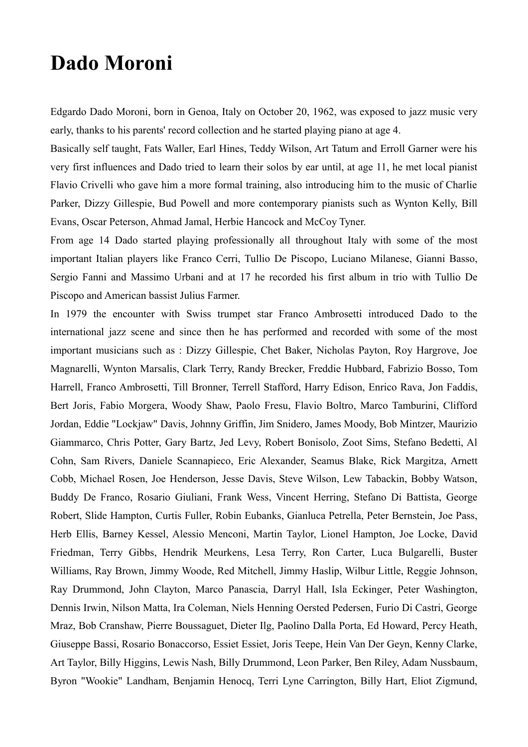# Dado Moroni

Edgardo Dado Moroni, born in Genoa, Italy on October 20, 1962, was exposed to jazz music very early, thanks to his parents' record collection and he started playing piano at age 4.

Basically self taught, Fats Waller, Earl Hines, Teddy Wilson, Art Tatum and Erroll Garner were his very first influences and Dado tried to learn their solos by ear until, at age 11, he met local pianist Flavio Crivelli who gave him a more formal training, also introducing him to the music of Charlie Parker, Dizzy Gillespie, Bud Powell and more contemporary pianists such as Wynton Kelly, Bill Evans, Oscar Peterson, Ahmad Jamal, Herbie Hancock and McCoy Tyner.

From age 14 Dado started playing professionally all throughout Italy with some of the most important Italian players like Franco Cerri, Tullio De Piscopo, Luciano Milanese, Gianni Basso, Sergio Fanni and Massimo Urbani and at 17 he recorded his first album in trio with Tullio De Piscopo and American bassist Julius Farmer.

In 1979 the encounter with Swiss trumpet star Franco Ambrosetti introduced Dado to the international jazz scene and since then he has performed and recorded with some of the most important musicians such as : Dizzy Gillespie, Chet Baker, Nicholas Payton, Roy Hargrove, Joe Magnarelli, Wynton Marsalis, Clark Terry, Randy Brecker, Freddie Hubbard, Fabrizio Bosso, Tom Harrell, Franco Ambrosetti, Till Bronner, Terrell Stafford, Harry Edison, Enrico Rava, Jon Faddis, Bert Joris, Fabio Morgera, Woody Shaw, Paolo Fresu, Flavio Boltro, Marco Tamburini, Clifford Jordan, Eddie "Lockjaw" Davis, Johnny Griffin, Jim Snidero, James Moody, Bob Mintzer, Maurizio Giammarco, Chris Potter, Gary Bartz, Jed Levy, Robert Bonisolo, Zoot Sims, Stefano Bedetti, Al Cohn, Sam Rivers, Daniele Scannapieco, Eric Alexander, Seamus Blake, Rick Margitza, Arnett Cobb, Michael Rosen, Joe Henderson, Jesse Davis, Steve Wilson, Lew Tabackin, Bobby Watson, Buddy De Franco, Rosario Giuliani, Frank Wess, Vincent Herring, Stefano Di Battista, George Robert, Slide Hampton, Curtis Fuller, Robin Eubanks, Gianluca Petrella, Peter Bernstein, Joe Pass, Herb Ellis, Barney Kessel, Alessio Menconi, Martin Taylor, Lionel Hampton, Joe Locke, David Friedman, Terry Gibbs, Hendrik Meurkens, Lesa Terry, Ron Carter, Luca Bulgarelli, Buster Williams, Ray Brown, Jimmy Woode, Red Mitchell, Jimmy Haslip, Wilbur Little, Reggie Johnson, Ray Drummond, John Clayton, Marco Panascia, Darryl Hall, Isla Eckinger, Peter Washington, Dennis Irwin, Nilson Matta, Ira Coleman, Niels Henning Oersted Pedersen, Furio Di Castri, George Mraz, Bob Cranshaw, Pierre Boussaguet, Dieter Ilg, Paolino Dalla Porta, Ed Howard, Percy Heath, Giuseppe Bassi, Rosario Bonaccorso, Essiet Essiet, Joris Teepe, Hein Van Der Geyn, Kenny Clarke, Art Taylor, Billy Higgins, Lewis Nash, Billy Drummond, Leon Parker, Ben Riley, Adam Nussbaum, Byron "Wookie" Landham, Benjamin Henocq, Terri Lyne Carrington, Billy Hart, Eliot Zigmund,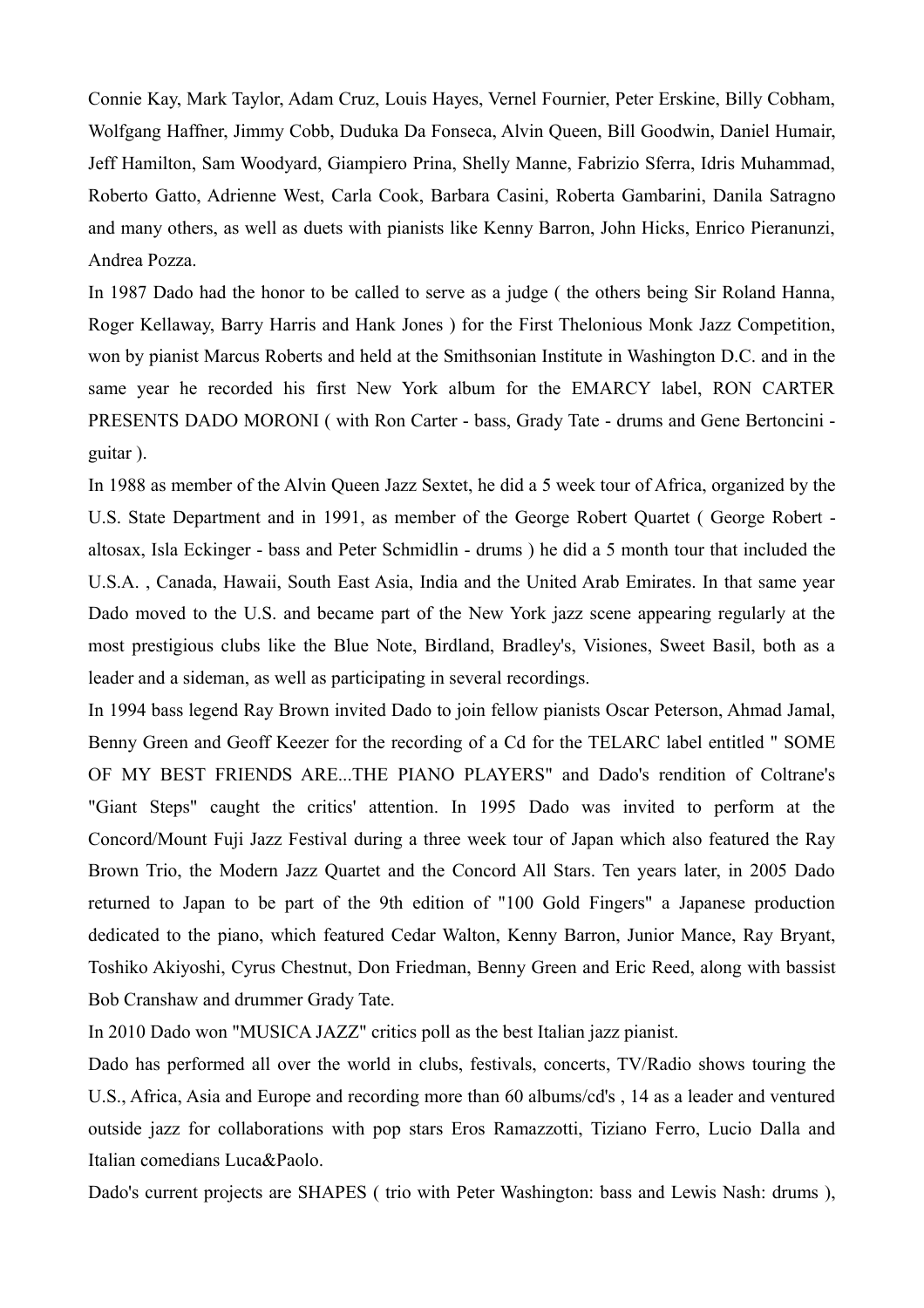Connie Kay, Mark Taylor, Adam Cruz, Louis Hayes, Vernel Fournier, Peter Erskine, Billy Cobham, Wolfgang Haffner, Jimmy Cobb, Duduka Da Fonseca, Alvin Queen, Bill Goodwin, Daniel Humair, Jeff Hamilton, Sam Woodyard, Giampiero Prina, Shelly Manne, Fabrizio Sferra, Idris Muhammad, Roberto Gatto, Adrienne West, Carla Cook, Barbara Casini, Roberta Gambarini, Danila Satragno and many others, as well as duets with pianists like Kenny Barron, John Hicks, Enrico Pieranunzi, Andrea Pozza.

In 1987 Dado had the honor to be called to serve as a judge ( the others being Sir Roland Hanna, Roger Kellaway, Barry Harris and Hank Jones ) for the First Thelonious Monk Jazz Competition, won by pianist Marcus Roberts and held at the Smithsonian Institute in Washington D.C. and in the same year he recorded his first New York album for the EMARCY label, RON CARTER PRESENTS DADO MORONI ( with Ron Carter - bass, Grady Tate - drums and Gene Bertoncini - guitar ).

In 1988 as member of the Alvin Queen Jazz Sextet, he did a 5 week tour of Africa, organized by the U.S. State Department and in 1991, as member of the George Robert Quartet ( George Robert - altosax, Isla Eckinger - bass and Peter Schmidlin - drums ) he did a 5 month tour that included the U.S.A. , Canada, Hawaii, South East Asia, India and the United Arab Emirates. In that same year Dado moved to the U.S. and became part of the New York jazz scene appearing regularly at the most prestigious clubs like the Blue Note, Birdland, Bradley's, Visiones, Sweet Basil, both as a leader and a sideman, as well as participating in several recordings.

In 1994 bass legend Ray Brown invited Dado to join fellow pianists Oscar Peterson, Ahmad Jamal, Benny Green and Geoff Keezer for the recording of a Cd for the TELARC label entitled " SOME OF MY BEST FRIENDS ARE...THE PIANO PLAYERS" and Dado's rendition of Coltrane's "Giant Steps" caught the critics' attention. In 1995 Dado was invited to perform at the Concord/Mount Fuji Jazz Festival during a three week tour of Japan which also featured the Ray Brown Trio, the Modern Jazz Quartet and the Concord All Stars. Ten years later, in 2005 Dado returned to Japan to be part of the 9th edition of "100 Gold Fingers" a Japanese production dedicated to the piano, which featured Cedar Walton, Kenny Barron, Junior Mance, Ray Bryant, Toshiko Akiyoshi, Cyrus Chestnut, Don Friedman, Benny Green and Eric Reed, along with bassist Bob Cranshaw and drummer Grady Tate.

In 2010 Dado won "MUSICA JAZZ" critics poll as the best Italian jazz pianist.

Dado has performed all over the world in clubs, festivals, concerts, TV/Radio shows touring the U.S., Africa, Asia and Europe and recording more than 60 albums/cd's , 14 as a leader and ventured outside jazz for collaborations with pop stars Eros Ramazzotti, Tiziano Ferro, Lucio Dalla and Italian comedians Luca&Paolo.

Dado's current projects are SHAPES ( trio with Peter Washington: bass and Lewis Nash: drums ),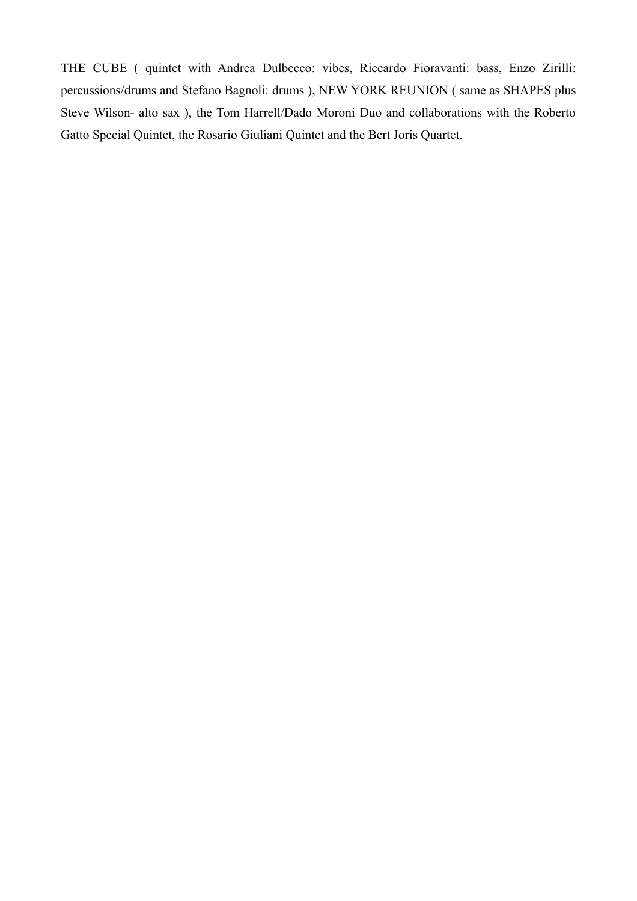THE CUBE ( quintet with Andrea Dulbecco: vibes, Riccardo Fioravanti: bass, Enzo Zirilli: percussions/drums and Stefano Bagnoli: drums ), NEW YORK REUNION ( same as SHAPES plus Steve Wilson- alto sax ), the Tom Harrell/Dado Moroni Duo and collaborations with the Roberto Gatto Special Quintet, the Rosario Giuliani Quintet and the Bert Joris Quartet.